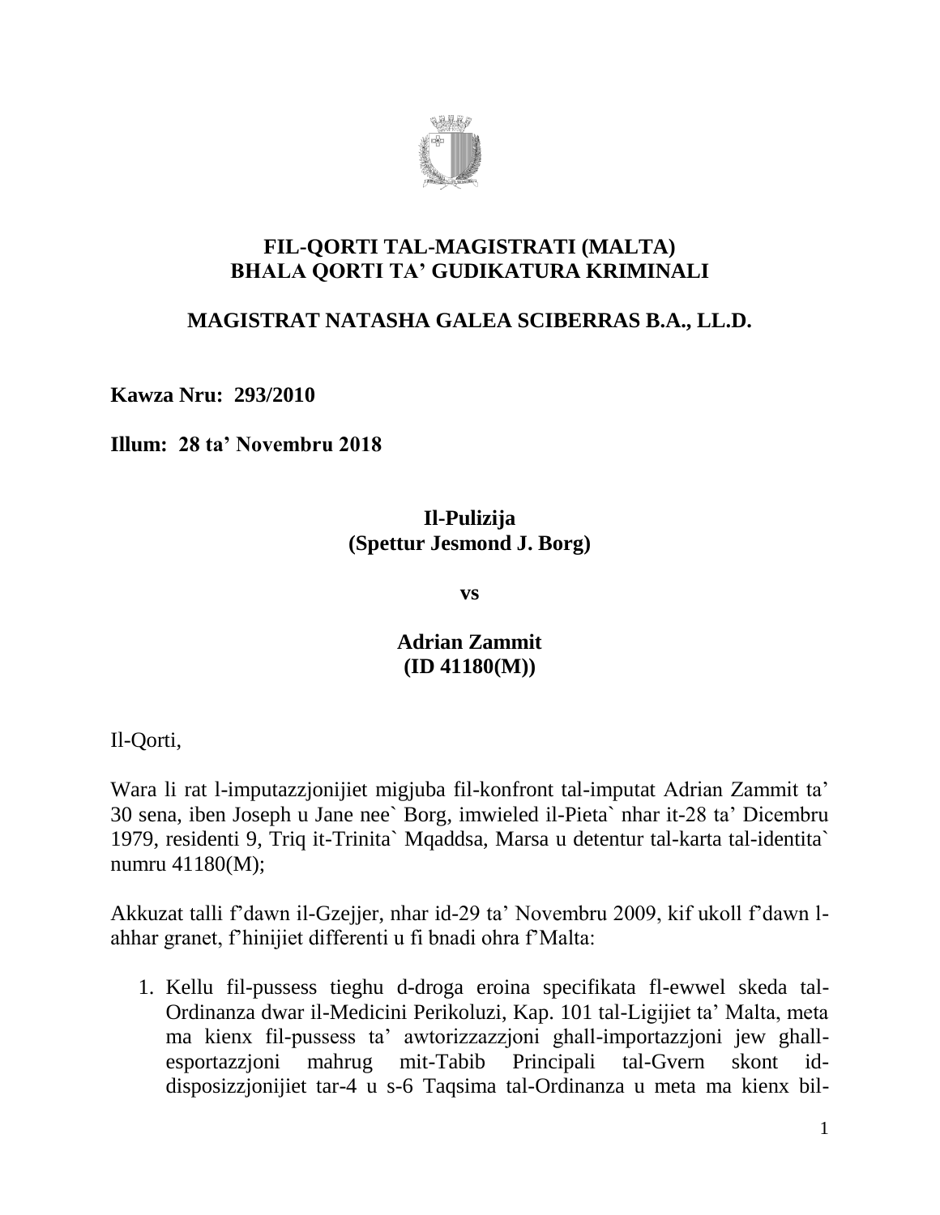**FIL-QORTI TAL-MAGISTRATI (MALTA)**
**BHALA QORTI TA' GUDIKATURA KRIMINALI**

**MAGISTRAT NATASHA GALEA SCIBERRAS B.A., LL.D.**

**Kawza Nru: 293/2010**

**Illum: 28 ta' Novembru 2018**

**Il-Pulizija**
**(Spettur Jesmond J. Borg)**

**vs**

**Adrian Zammit**
**(ID 41180(M))**

Il-Qorti,

Wara li rat l-imputazzjonijiet migjuba fil-konfront tal-imputat Adrian Zammit ta' 30 sena, iben Joseph u Jane nee` Borg, imwieled il-Pieta` nhar it-28 ta' Dicembru 1979, residenti 9, Triq it-Trinita` Mqaddsa, Marsa u detentur tal-karta tal-identita` numru 41180(M);

Akkuzat talli f'dawn il-Gzejjer, nhar id-29 ta' Novembru 2009, kif ukoll f'dawn l-ahhar granet, f'hinijiet differenti u fi bnadi ohra f'Malta:

1. Kellu fil-pussess tieghu d-droga eroina specifikata fl-ewwel skeda tal-Ordinanza dwar il-Medicini Perikoluzi, Kap. 101 tal-Ligijiet ta' Malta, meta ma kienx fil-pussess ta' awtorizzazzjoni ghall-importazzjoni jew ghall-esportazzjoni mahrug mit-Tabib Principali tal-Gvern skont id-disposizzjonijiet tar-4 u s-6 Taqsima tal-Ordinanza u meta ma kienx bil-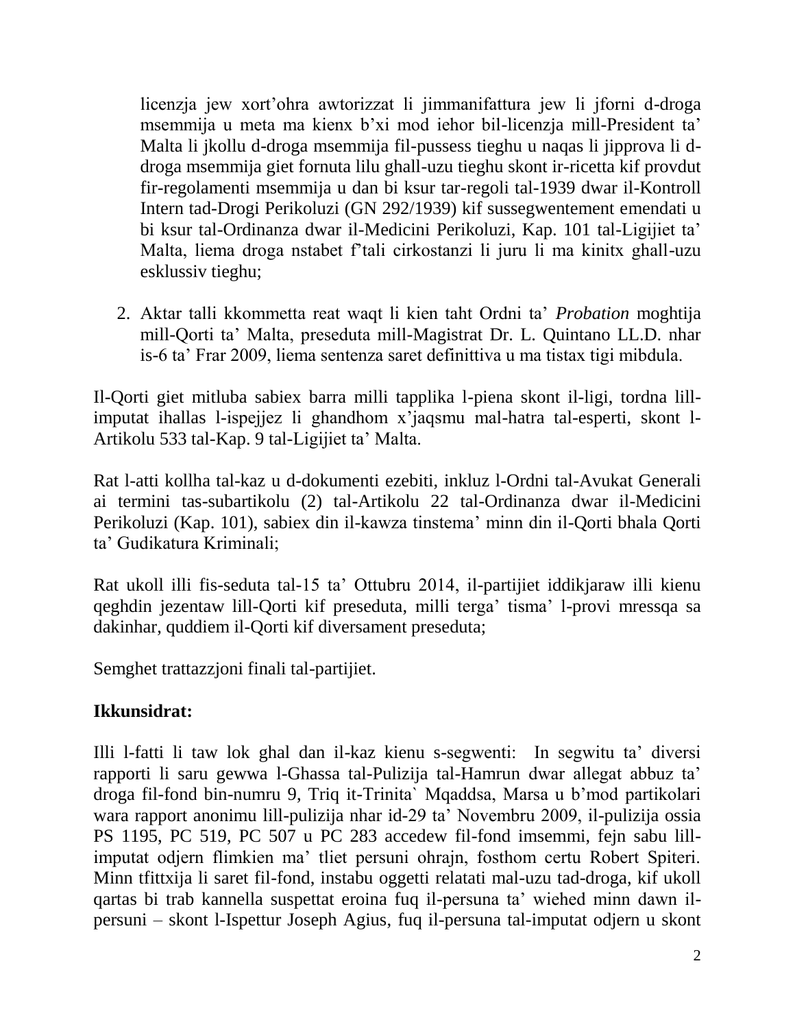licenzja jew xort'ohra awtorizzat li jimmanifattura jew li jforni d-droga msemmija u meta ma kienx b'xi mod iehor bil-licenzja mill-President ta' Malta li jkollu d-droga msemmija fil-pussess tieghu u naqas li jipprova li d-droga msemmija giet fornuta lilu ghall-uzu tieghu skont ir-ricetta kif provdut fir-regolamenti msemmija u dan bi ksur tar-regoli tal-1939 dwar il-Kontroll Intern tad-Drogi Perikoluzi (GN 292/1939) kif sussegwentement emendati u bi ksur tal-Ordinanza dwar il-Medicini Perikoluzi, Kap. 101 tal-Ligijiet ta' Malta, liema droga nstabet f'tali cirkostanzi li juru li ma kinitx ghall-uzu esklussiv tieghu;

2. Aktar talli kkommetta reat waqt li kien taht Ordni ta' *Probation* moghtija mill-Qorti ta' Malta, preseduta mill-Magistrat Dr. L. Quintano LL.D. nhar is-6 ta' Frar 2009, liema sentenza saret definittiva u ma tistax tigi mibdula.

Il-Qorti giet mitluba sabiex barra milli tapplika l-piena skont il-ligi, tordna lill-imputat ihallas l-ispejjez li ghandhom x'jaqsmu mal-hatra tal-esperti, skont l-Artikolu 533 tal-Kap. 9 tal-Ligijiet ta' Malta.

Rat l-atti kollha tal-kaz u d-dokumenti ezebiti, inkluz l-Ordni tal-Avukat Generali ai termini tas-subartikolu (2) tal-Artikolu 22 tal-Ordinanza dwar il-Medicini Perikoluzi (Kap. 101), sabiex din il-kawza tinstema' minn din il-Qorti bhala Qorti ta' Gudikatura Kriminali;

Rat ukoll illi fis-seduta tal-15 ta' Ottubru 2014, il-partijiet iddikjaraw illi kienu qeghdin jezentaw lill-Qorti kif preseduta, milli terga' tisma' l-provi mressqa sa dakinhar, quddiem il-Qorti kif diversament preseduta;

Semghet trattazzjoni finali tal-partijiet.

**Ikkunsidrat:**

Illi l-fatti li taw lok ghal dan il-kaz kienu s-segwenti: In segwitu ta' diversi rapporti li saru gewwa l-Ghassa tal-Pulizija tal-Hamrun dwar allegat abbuz ta' droga fil-fond bin-numru 9, Triq it-Trinita` Mqaddsa, Marsa u b'mod partikolari wara rapport anonimu lill-pulizija nhar id-29 ta' Novembru 2009, il-pulizija ossia PS 1195, PC 519, PC 507 u PC 283 accedew fil-fond imsemmi, fejn sabu lill-imputat odjern flimkien ma' tliet persuni ohrajn, fosthom certu Robert Spiteri. Minn tfittxija li saret fil-fond, instabu oggetti relatati mal-uzu tad-droga, kif ukoll qartas bi trab kannella suspettat eroina fuq il-persuna ta' wiehed minn dawn il-persuni – skont l-Ispettur Joseph Agius, fuq il-persuna tal-imputat odjern u skont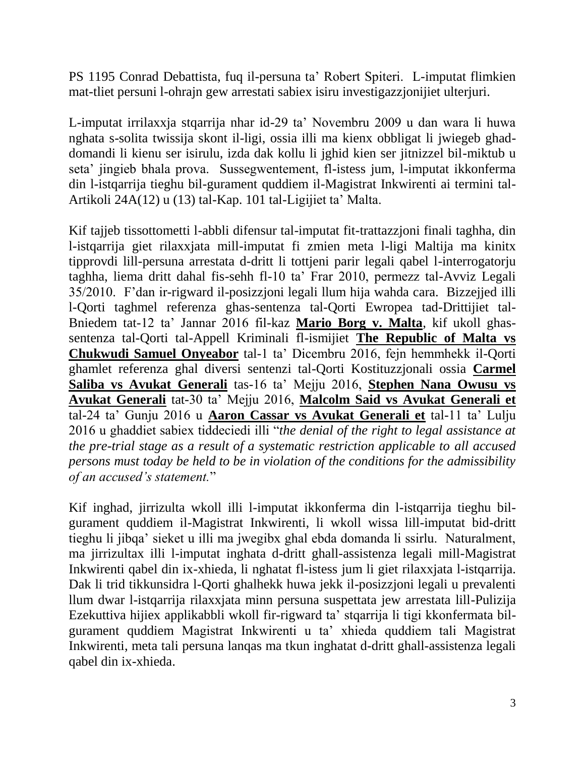PS 1195 Conrad Debattista, fuq il-persuna ta' Robert Spiteri. L-imputat flimkien mat-tliet persuni l-ohrajn gew arrestati sabiex isiru investigazzjonijiet ulterjuri.

L-imputat irrilaxxja stqarrija nhar id-29 ta' Novembru 2009 u dan wara li huwa nghata s-solita twissija skont il-ligi, ossia illi ma kienx obbligat li jwiegeb ghad-domandi li kienu ser isirulu, izda dak kollu li jghid kien ser jitnizzel bil-miktub u seta' jingieb bhala prova. Sussegwentement, fl-istess jum, l-imputat ikkonferma din l-istqarrija tieghu bil-gurament quddiem il-Magistrat Inkwirenti ai termini tal-Artikoli 24A(12) u (13) tal-Kap. 101 tal-Ligijiet ta' Malta.

Kif tajjeb tissottometti l-abbli difensur tal-imputat fit-trattazzjoni finali taghha, din l-istqarrija giet rilaxxjata mill-imputat fi zmien meta l-ligi Maltija ma kinitx tipprovdi lill-persuna arrestata d-dritt li tottjeni parir legali qabel l-interrogatorju taghha, liema dritt dahal fis-sehh fl-10 ta' Frar 2010, permezz tal-Avviz Legali 35/2010. F'dan ir-rigward il-posizzjoni legali llum hija wahda cara. Bizzejjed illi l-Qorti taghmel referenza ghas-sentenza tal-Qorti Ewropea tad-Drittijiet tal-Bniedem tat-12 ta' Jannar 2016 fil-kaz **Mario Borg v. Malta**, kif ukoll ghas-sentenza tal-Qorti tal-Appell Kriminali fl-ismijiet **The Republic of Malta vs Chukwudi Samuel Onyeabor** tal-1 ta' Dicembru 2016, fejn hemmhekk il-Qorti ghamlet referenza ghal diversi sentenzi tal-Qorti Kostituzzjonali ossia **Carmel Saliba vs Avukat Generali** tas-16 ta' Mejju 2016, **Stephen Nana Owusu vs Avukat Generali** tat-30 ta' Mejju 2016, **Malcolm Said vs Avukat Generali et** tal-24 ta' Gunju 2016 u **Aaron Cassar vs Avukat Generali et** tal-11 ta' Lulju 2016 u ghaddiet sabiex tiddeciedi illi "*the denial of the right to legal assistance at the pre-trial stage as a result of a systematic restriction applicable to all accused persons must today be held to be in violation of the conditions for the admissibility of an accused's statement.*"

Kif inghad, jirrizulta wkoll illi l-imputat ikkonferma din l-istqarrija tieghu bil-gurament quddiem il-Magistrat Inkwirenti, li wkoll wissa lill-imputat bid-dritt tieghu li jibqa' sieket u illi ma jwegibx ghal ebda domanda li ssirlu. Naturalment, ma jirrizultax illi l-imputat inghata d-dritt ghall-assistenza legali mill-Magistrat Inkwirenti qabel din ix-xhieda, li nghatat fl-istess jum li giet rilaxxjata l-istqarrija. Dak li trid tikkunsidra l-Qorti ghalhekk huwa jekk il-posizzjoni legali u prevalenti llum dwar l-istqarrija rilaxxjata minn persuna suspettata jew arrestata lill-Pulizija Ezekuttiva hijiex applikabbli wkoll fir-rigward ta' stqarrija li tigi kkonfermata bil-gurament quddiem Magistrat Inkwirenti u ta' xhieda quddiem tali Magistrat Inkwirenti, meta tali persuna lanqas ma tkun inghatat d-dritt ghall-assistenza legali qabel din ix-xhieda.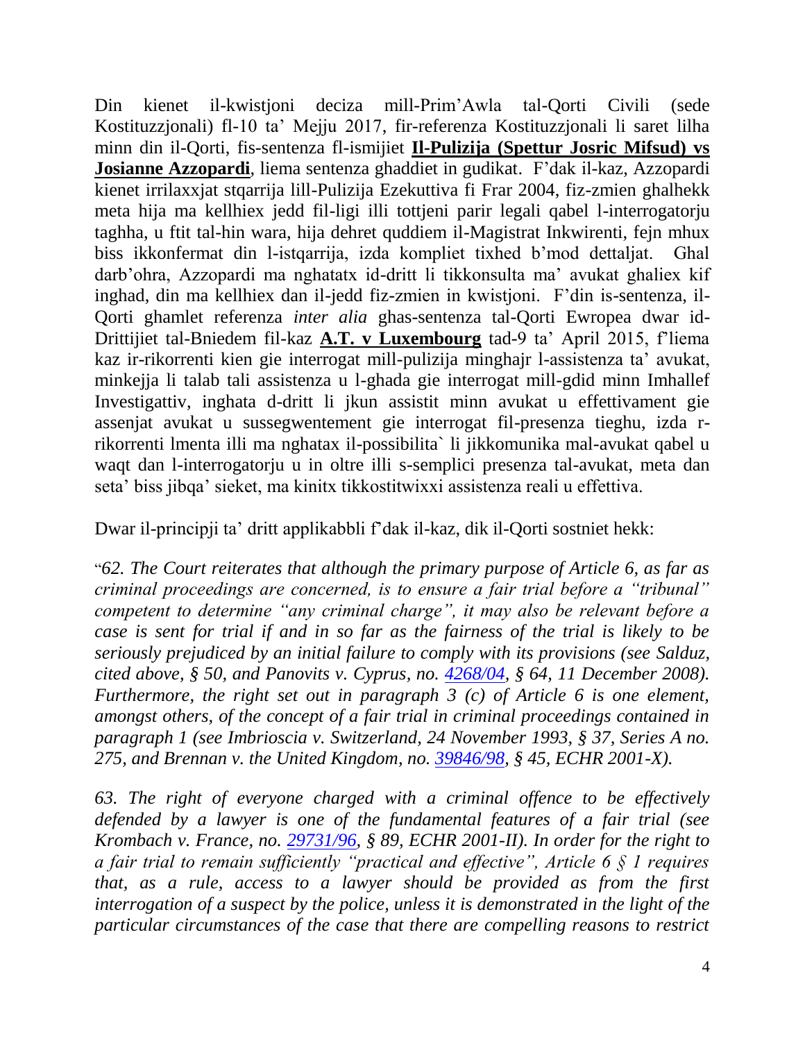Din kienet il-kwistjoni deciza mill-Prim'Awla tal-Qorti Civili (sede Kostituzzjonali) fl-10 ta' Mejju 2017, fir-referenza Kostituzzjonali li saret lilha minn din il-Qorti, fis-sentenza fl-ismijiet **Il-Pulizija (Spettur Josric Mifsud) vs Josianne Azzopardi**, liema sentenza ghaddiet in gudikat. F'dak il-kaz, Azzopardi kienet irrilaxxjat stqarrija lill-Pulizija Ezekuttiva fi Frar 2004, fiz-zmien ghalhekk meta hija ma kellhiex jedd fil-ligi illi tottjeni parir legali qabel l-interrogatorju taghha, u ftit tal-hin wara, hija dehret quddiem il-Magistrat Inkwirenti, fejn mhux biss ikkonfermat din l-istqarrija, izda kompliet tixhed b'mod dettaljat. Ghal darb'ohra, Azzopardi ma nghatatx id-dritt li tikkonsulta ma' avukat ghaliex kif inghad, din ma kellhiex dan il-jedd fiz-zmien in kwistjoni. F'din is-sentenza, il-Qorti ghamlet referenza *inter alia* ghas-sentenza tal-Qorti Ewropea dwar id-Drittijiet tal-Bniedem fil-kaz **A.T. v Luxembourg** tad-9 ta' April 2015, f'liema kaz ir-rikorrenti kien gie interrogat mill-pulizija minghajr l-assistenza ta' avukat, minkejja li talab tali assistenza u l-ghada gie interrogat mill-gdid minn Imhallef Investigattiv, inghata d-dritt li jkun assistit minn avukat u effettivament gie assenjat avukat u sussegwentement gie interrogat fil-presenza tieghu, izda r-rikorrenti lmenta illi ma nghatax il-possibilita` li jikkomunika mal-avukat qabel u waqt dan l-interrogatorju u in oltre illi s-semplici presenza tal-avukat, meta dan seta' biss jibqa' sieket, ma kinitx tikkostitwixxi assistenza reali u effettiva.

Dwar il-principji ta' dritt applikabbli f'dak il-kaz, dik il-Qorti sostniet hekk:

"*62. The Court reiterates that although the primary purpose of Article 6, as far as criminal proceedings are concerned, is to ensure a fair trial before a "tribunal" competent to determine "any criminal charge", it may also be relevant before a case is sent for trial if and in so far as the fairness of the trial is likely to be seriously prejudiced by an initial failure to comply with its provisions (see Salduz, cited above, § 50, and Panovits v. Cyprus, no. 4268/04, § 64, 11 December 2008). Furthermore, the right set out in paragraph 3 (c) of Article 6 is one element, amongst others, of the concept of a fair trial in criminal proceedings contained in paragraph 1 (see Imbrioscia v. Switzerland, 24 November 1993, § 37, Series A no. 275, and Brennan v. the United Kingdom, no. 39846/98, § 45, ECHR 2001-X).*

*63. The right of everyone charged with a criminal offence to be effectively defended by a lawyer is one of the fundamental features of a fair trial (see Krombach v. France, no. 29731/96, § 89, ECHR 2001-II). In order for the right to a fair trial to remain sufficiently "practical and effective", Article 6 § 1 requires that, as a rule, access to a lawyer should be provided as from the first interrogation of a suspect by the police, unless it is demonstrated in the light of the particular circumstances of the case that there are compelling reasons to restrict*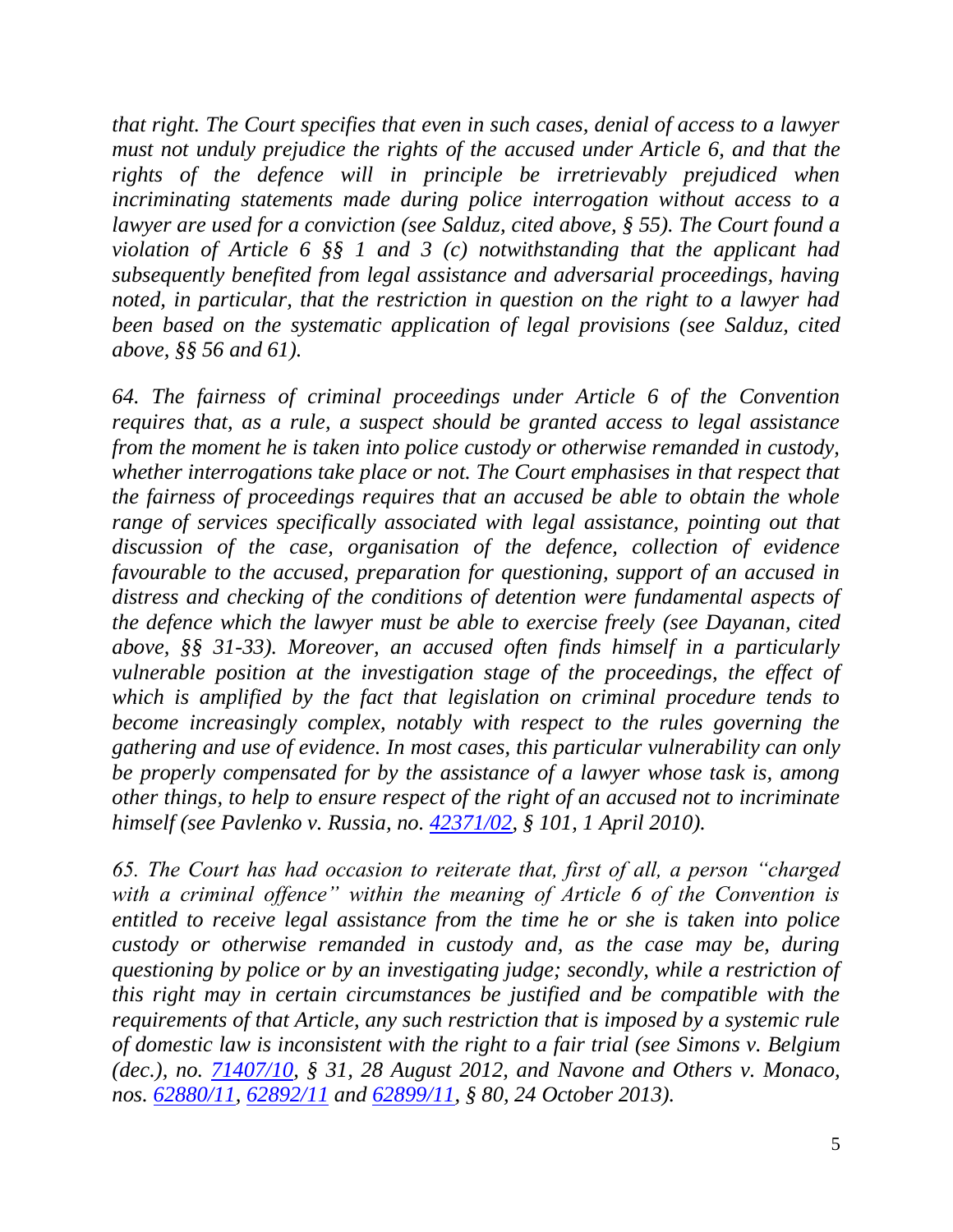*that right. The Court specifies that even in such cases, denial of access to a lawyer must not unduly prejudice the rights of the accused under Article 6, and that the rights of the defence will in principle be irretrievably prejudiced when incriminating statements made during police interrogation without access to a lawyer are used for a conviction (see Salduz, cited above, § 55). The Court found a violation of Article 6 §§ 1 and 3 (c) notwithstanding that the applicant had subsequently benefited from legal assistance and adversarial proceedings, having noted, in particular, that the restriction in question on the right to a lawyer had been based on the systematic application of legal provisions (see Salduz, cited above, §§ 56 and 61).*

*64. The fairness of criminal proceedings under Article 6 of the Convention requires that, as a rule, a suspect should be granted access to legal assistance from the moment he is taken into police custody or otherwise remanded in custody, whether interrogations take place or not. The Court emphasises in that respect that the fairness of proceedings requires that an accused be able to obtain the whole range of services specifically associated with legal assistance, pointing out that discussion of the case, organisation of the defence, collection of evidence favourable to the accused, preparation for questioning, support of an accused in distress and checking of the conditions of detention were fundamental aspects of the defence which the lawyer must be able to exercise freely (see Dayanan, cited above, §§ 31-33). Moreover, an accused often finds himself in a particularly vulnerable position at the investigation stage of the proceedings, the effect of which is amplified by the fact that legislation on criminal procedure tends to become increasingly complex, notably with respect to the rules governing the gathering and use of evidence. In most cases, this particular vulnerability can only be properly compensated for by the assistance of a lawyer whose task is, among other things, to help to ensure respect of the right of an accused not to incriminate himself (see Pavlenko v. Russia, no. [42371/02](), § 101, 1 April 2010).*

*65. The Court has had occasion to reiterate that, first of all, a person "charged with a criminal offence" within the meaning of Article 6 of the Convention is entitled to receive legal assistance from the time he or she is taken into police custody or otherwise remanded in custody and, as the case may be, during questioning by police or by an investigating judge; secondly, while a restriction of this right may in certain circumstances be justified and be compatible with the requirements of that Article, any such restriction that is imposed by a systemic rule of domestic law is inconsistent with the right to a fair trial (see Simons v. Belgium (dec.), no. [71407/10](), § 31, 28 August 2012, and Navone and Others v. Monaco, nos. [62880/11](), [62892/11]() and [62899/11](), § 80, 24 October 2013).*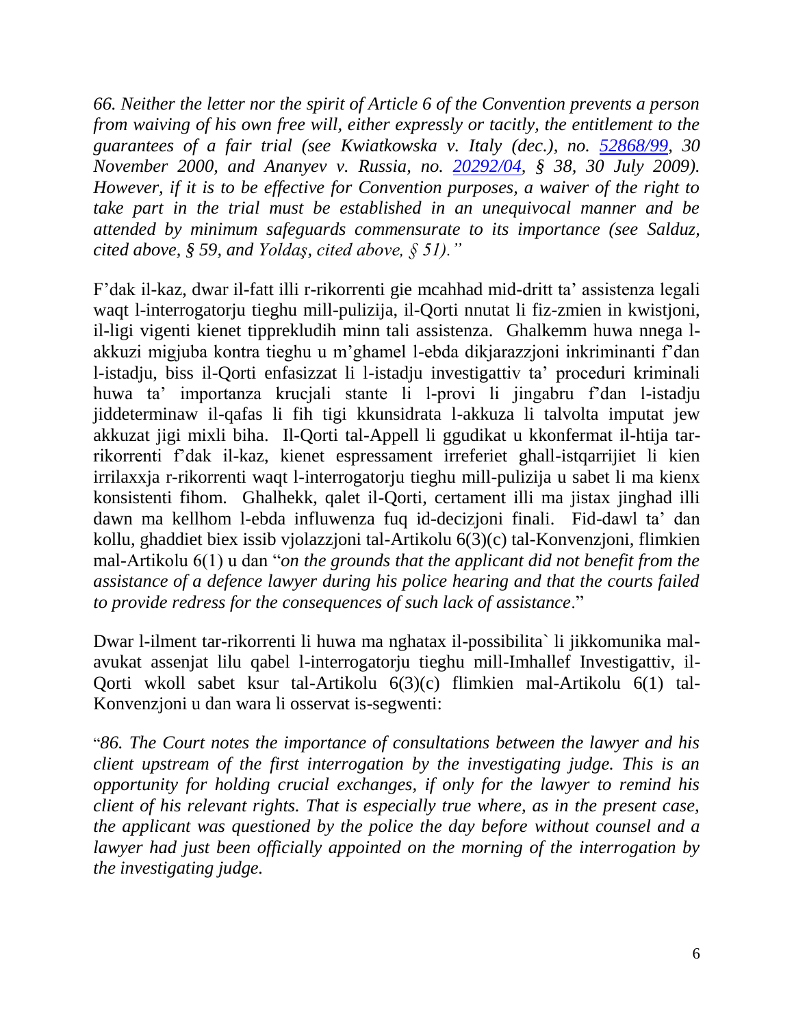*66. Neither the letter nor the spirit of Article 6 of the Convention prevents a person from waiving of his own free will, either expressly or tacitly, the entitlement to the guarantees of a fair trial (see Kwiatkowska v. Italy (dec.), no. [52868/99](52868/99), 30 November 2000, and Ananyev v. Russia, no. [20292/04](20292/04), § 38, 30 July 2009). However, if it is to be effective for Convention purposes, a waiver of the right to take part in the trial must be established in an unequivocal manner and be attended by minimum safeguards commensurate to its importance (see Salduz, cited above, § 59, and Yoldaş, cited above, § 51)."*

F'dak il-kaz, dwar il-fatt illi r-rikorrenti gie mcahhad mid-dritt ta' assistenza legali waqt l-interrogatorju tieghu mill-pulizija, il-Qorti nnutat li fiz-zmien in kwistjoni, il-ligi vigenti kienet tipprekludih minn tali assistenza. Ghalkemm huwa nnega l-akkuzi migjuba kontra tieghu u m'ghamel l-ebda dikjarazzjoni inkriminanti f'dan l-istadju, biss il-Qorti enfasizzat li l-istadju investigattiv ta' proceduri kriminali huwa ta' importanza krucjali stante li l-provi li jingabru f'dan l-istadju jiddeterminaw il-qafas li fih tigi kkunsidrata l-akkuza li talvolta imputat jew akkuzat jigi mixli biha. Il-Qorti tal-Appell li ggudikat u kkonfermat il-htija tar-rikorrenti f'dak il-kaz, kienet espressament irreferiet ghall-istqarrijiet li kien irrilaxxja r-rikorrenti waqt l-interrogatorju tieghu mill-pulizija u sabet li ma kienx konsistenti fihom. Ghalhekk, qalet il-Qorti, certament illi ma jistax jinghad illi dawn ma kellhom l-ebda influwenza fuq id-decizjoni finali. Fid-dawl ta' dan kollu, ghaddiet biex issib vjolazzjoni tal-Artikolu 6(3)(c) tal-Konvenzjoni, flimkien mal-Artikolu 6(1) u dan "*on the grounds that the applicant did not benefit from the assistance of a defence lawyer during his police hearing and that the courts failed to provide redress for the consequences of such lack of assistance*."

Dwar l-ilment tar-rikorrenti li huwa ma nghatax il-possibilita` li jikkomunika mal-avukat assenjat lilu qabel l-interrogatorju tieghu mill-Imhallef Investigattiv, il-Qorti wkoll sabet ksur tal-Artikolu 6(3)(c) flimkien mal-Artikolu 6(1) tal-Konvenzjoni u dan wara li osservat is-segwenti:

"*86. The Court notes the importance of consultations between the lawyer and his client upstream of the first interrogation by the investigating judge. This is an opportunity for holding crucial exchanges, if only for the lawyer to remind his client of his relevant rights. That is especially true where, as in the present case, the applicant was questioned by the police the day before without counsel and a lawyer had just been officially appointed on the morning of the interrogation by the investigating judge.*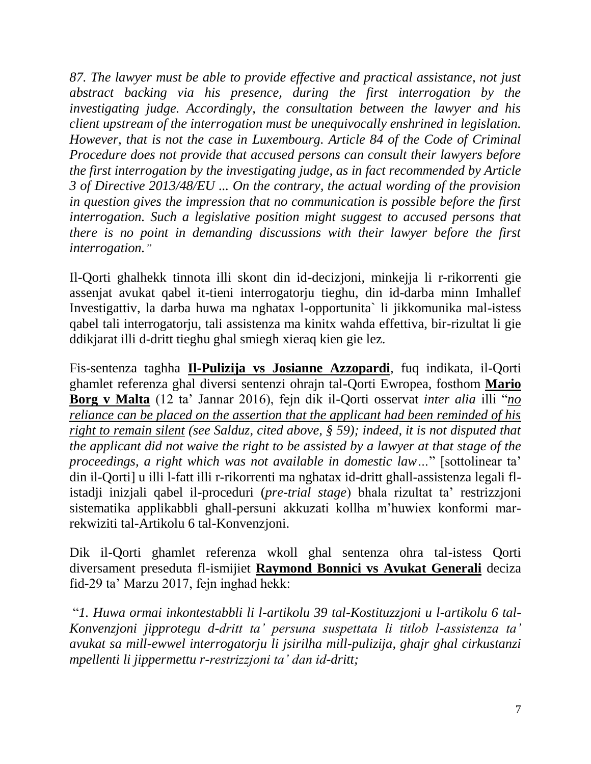*87. The lawyer must be able to provide effective and practical assistance, not just abstract backing via his presence, during the first interrogation by the investigating judge. Accordingly, the consultation between the lawyer and his client upstream of the interrogation must be unequivocally enshrined in legislation. However, that is not the case in Luxembourg. Article 84 of the Code of Criminal Procedure does not provide that accused persons can consult their lawyers before the first interrogation by the investigating judge, as in fact recommended by Article 3 of Directive 2013/48/EU ... On the contrary, the actual wording of the provision in question gives the impression that no communication is possible before the first interrogation. Such a legislative position might suggest to accused persons that there is no point in demanding discussions with their lawyer before the first interrogation."*

Il-Qorti ghalhekk tinnota illi skont din id-decizjoni, minkejja li r-rikorrenti gie assenjat avukat qabel it-tieni interrogatorju tieghu, din id-darba minn Imhallef Investigattiv, la darba huwa ma nghatax l-opportunita` li jikkomunika mal-istess qabel tali interrogatorju, tali assistenza ma kinitx wahda effettiva, bir-rizultat li gie ddikjarat illi d-dritt tieghu ghal smiegh xieraq kien gie lez.

Fis-sentenza taghha **Il-Pulizija vs Josianne Azzopardi**, fuq indikata, il-Qorti ghamlet referenza ghal diversi sentenzi ohrajn tal-Qorti Ewropea, fosthom **Mario Borg v Malta** (12 ta' Jannar 2016), fejn dik il-Qorti osservat *inter alia* illi "*no reliance can be placed on the assertion that the applicant had been reminded of his right to remain silent (see Salduz, cited above, § 59); indeed, it is not disputed that the applicant did not waive the right to be assisted by a lawyer at that stage of the proceedings, a right which was not available in domestic law…*" [sottolinear ta' din il-Qorti] u illi l-fatt illi r-rikorrenti ma nghatax id-dritt ghall-assistenza legali fl-istadji inizjali qabel il-proceduri (*pre-trial stage*) bhala rizultat ta' restrizzjoni sistematika applikabbli ghall-persuni akkuzati kollha m'huwiex konformi mar-rekwiziti tal-Artikolu 6 tal-Konvenzjoni.

Dik il-Qorti ghamlet referenza wkoll ghal sentenza ohra tal-istess Qorti diversament preseduta fl-ismijiet **Raymond Bonnici vs Avukat Generali** deciza fid-29 ta' Marzu 2017, fejn inghad hekk:

"*1. Huwa ormai inkontestabbli li l-artikolu 39 tal-Kostituzzjoni u l-artikolu 6 tal-Konvenzjoni jipprotegu d-dritt ta' persuna suspettata li titlob l-assistenza ta' avukat sa mill-ewwel interrogatorju li jsirilha mill-pulizija, ghajr ghal cirkustanzi mpellenti li jippermettu r-restrizzjoni ta' dan id-dritt;*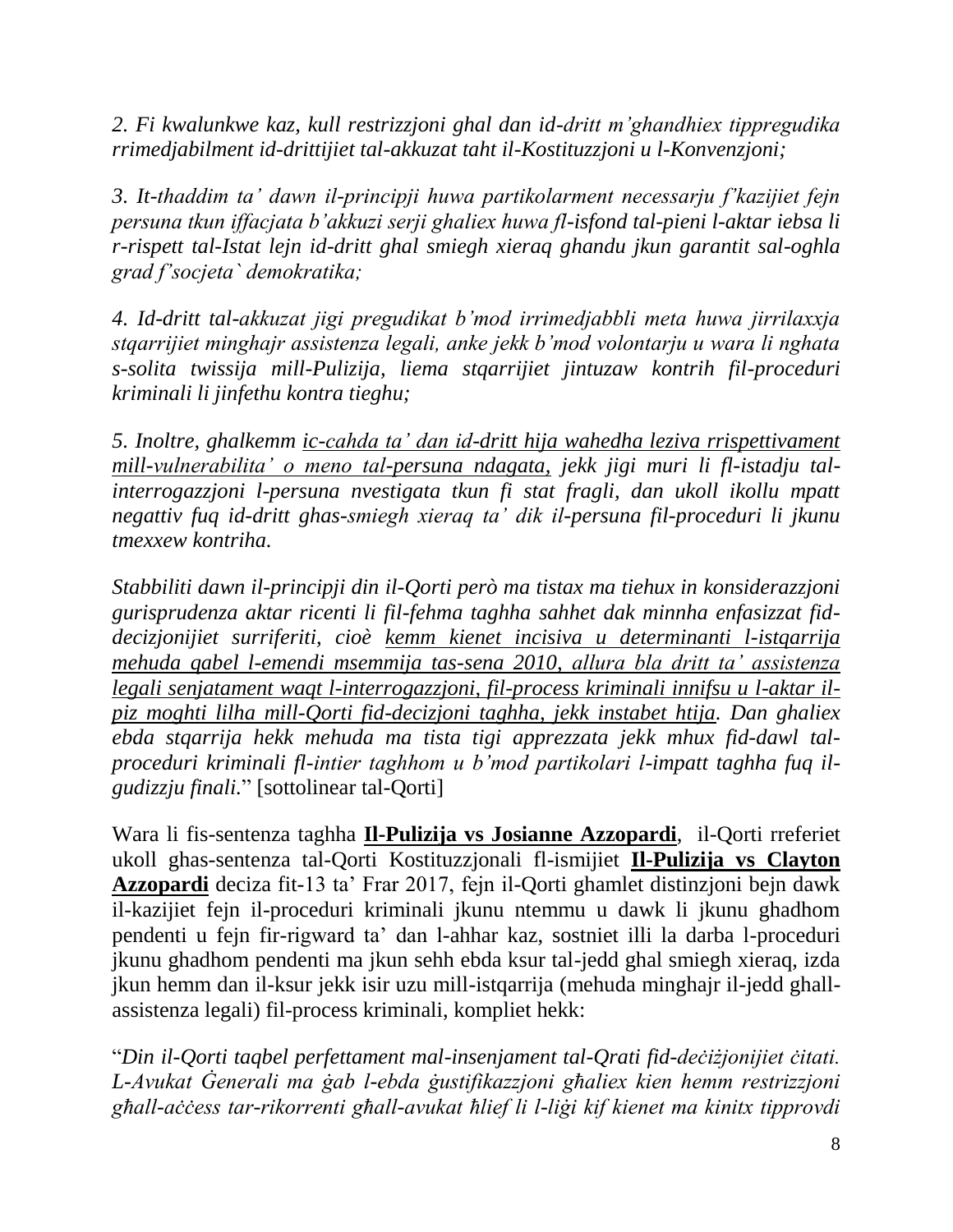*2. Fi kwalunkwe kaz, kull restrizzjoni ghal dan id-dritt m'ghandhiex tippregudika rrimedjabilment id-drittijiet tal-akkuzat taht il-Kostituzzjoni u l-Konvenzjoni;*

*3. It-thaddim ta' dawn il-principji huwa partikolarment necessarju f'kazijiet fejn persuna tkun iffacjata b'akkuzi serji ghaliex huwa fl-isfond tal-pieni l-aktar iebsa li r-rispett tal-Istat lejn id-dritt ghal smiegh xieraq ghandu jkun garantit sal-oghla grad f'socjeta` demokratika;*

*4. Id-dritt tal-akkuzat jigi pregudikat b'mod irrimedjabbli meta huwa jirrilaxxja stqarrijiet minghajr assistenza legali, anke jekk b'mod volontarju u wara li nghata s-solita twissija mill-Pulizija, liema stqarrijiet jintuzaw kontrih fil-proceduri kriminali li jinfethu kontra tieghu;*

*5. Inoltre, ghalkemm <u>ic-cahda ta' dan id-dritt hija wahedha leziva rrispettivament mill-vulnerabilita' o meno tal-persuna ndagata,</u> jekk jigi muri li fl-istadju tal-interrogazzjoni l-persuna nvestigata tkun fi stat fragli, dan ukoll ikollu mpatt negattiv fuq id-dritt ghas-smiegh xieraq ta' dik il-persuna fil-proceduri li jkunu tmexxew kontriha.*

*Stabbiliti dawn il-principji din il-Qorti però ma tistax ma tiehux in konsiderazzjoni gurisprudenza aktar ricenti li fil-fehma taghha sahhet dak minnha enfasizzat fid-decizjonijiet surriferiti, cioè <u>kemm kienet incisiva u determinanti l-istqarrija mehuda qabel l-emendi msemmija tas-sena 2010, allura bla dritt ta' assistenza legali senjatament waqt l-interrogazzjoni, fil-process kriminali innifsu u l-aktar il-piz moghti lilha mill-Qorti fid-decizjoni taghha, jekk instabet htija</u>. Dan ghaliex ebda stqarrija hekk mehuda ma tista tigi apprezzata jekk mhux fid-dawl tal-proceduri kriminali fl-intier taghhom u b'mod partikolari l-impatt taghha fuq il-gudizzju finali.*" [sottolinear tal-Qorti]

Wara li fis-sentenza taghha **<u>Il-Pulizija vs Josianne Azzopardi</u>**, il-Qorti rreferiet ukoll ghas-sentenza tal-Qorti Kostituzzjonali fl-ismijiet **<u>Il-Pulizija vs Clayton Azzopardi</u>** deciza fit-13 ta' Frar 2017, fejn il-Qorti ghamlet distinzjoni bejn dawk il-kazijiet fejn il-proceduri kriminali jkunu ntemmu u dawk li jkunu ghadhom pendenti u fejn fir-rigward ta' dan l-ahhar kaz, sostniet illi la darba l-proceduri jkunu ghadhom pendenti ma jkun sehh ebda ksur tal-jedd ghal smiegh xieraq, izda jkun hemm dan il-ksur jekk isir uzu mill-istqarrija (mehuda minghajr il-jedd ghall-assistenza legali) fil-process kriminali, kompliet hekk:

"*Din il-Qorti taqbel perfettament mal-insenjament tal-Qrati fid-deċiżjonijiet ċitati. L-Avukat Ġenerali ma ġab l-ebda ġustifikazzjoni għaliex kien hemm restrizzjoni għall-aċċess tar-rikorrenti għall-avukat ħlief li l-liġi kif kienet ma kinitx tipprovdi*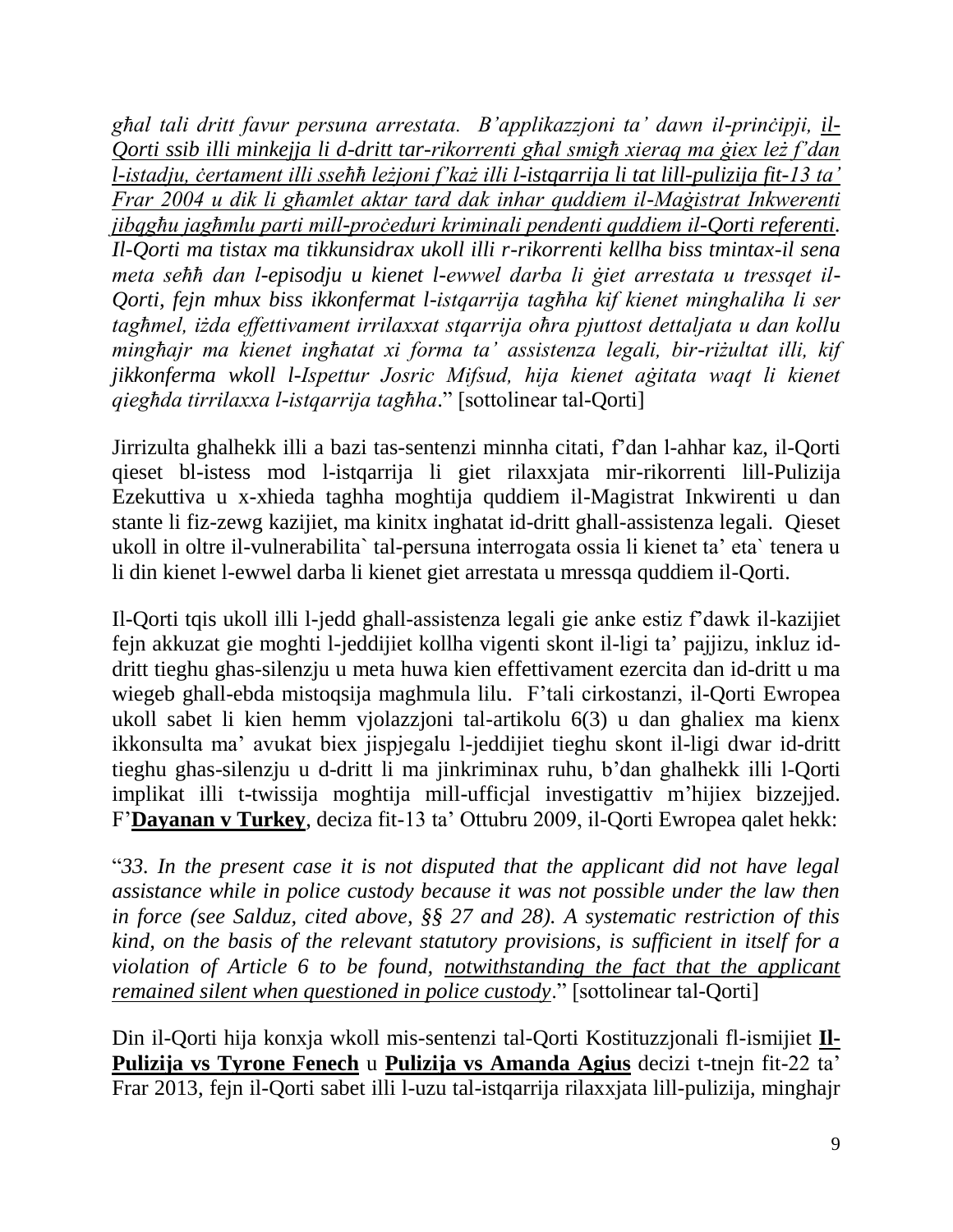*għal tali dritt favur persuna arrestata. B'applikazzjoni ta' dawn il-prinċipji, <u>il-Qorti ssib illi minkejja li d-dritt tar-rikorrenti għal smigħ xieraq ma ġiex leż f'dan l-istadju, ċertament illi sseħħ leżjoni f'każ illi l-istqarrija li tat lill-pulizija fit-13 ta' Frar 2004 u dik li għamlet aktar tard dak inhar quddiem il-Maġistrat Inkwerenti jibqgħu jagħmlu parti mill-proċeduri kriminali pendenti quddiem il-Qorti referenti</u>. Il-Qorti ma tistax ma tikkunsidrax ukoll illi r-rikorrenti kellha biss tmintax-il sena meta seħħ dan l-episodju u kienet l-ewwel darba li ġiet arrestata u tressqet il-Qorti, fejn mhux biss ikkonfermat l-istqarrija tagħha kif kienet mingħaliha li ser tagħmel, iżda effettivament irrilaxxat stqarrija oħra pjuttost dettaljata u dan kollu mingħajr ma kienet ingħatat xi forma ta' assistenza legali, bir-riżultat illi, kif jikkonferma wkoll l-Ispettur Josric Mifsud, hija kienet aġitata waqt li kienet qiegħda tirrilaxxa l-istqarrija tagħha*." [sottolinear tal-Qorti]

Jirrizulta ghalhekk illi a bazi tas-sentenzi minnha citati, f'dan l-ahhar kaz, il-Qorti qieset bl-istess mod l-istqarrija li giet rilaxxjata mir-rikorrenti lill-Pulizija Ezekuttiva u x-xhieda taghha moghtija quddiem il-Magistrat Inkwirenti u dan stante li fiz-zewg kazijiet, ma kinitx inghatat id-dritt ghall-assistenza legali. Qieset ukoll in oltre il-vulnerabilita` tal-persuna interrogata ossia li kienet ta' eta` tenera u li din kienet l-ewwel darba li kienet giet arrestata u mressqa quddiem il-Qorti.

Il-Qorti tqis ukoll illi l-jedd ghall-assistenza legali gie anke estiz f'dawk il-kazijiet fejn akkuzat gie moghti l-jeddijiet kollha vigenti skont il-ligi ta' pajjizu, inkluz id-dritt tieghu ghas-silenzju u meta huwa kien effettivament ezercita dan id-dritt u ma wiegeb ghall-ebda mistoqsija maghmula lilu. F'tali cirkostanzi, il-Qorti Ewropea ukoll sabet li kien hemm vjolazzjoni tal-artikolu 6(3) u dan ghaliex ma kienx ikkonsulta ma' avukat biex jispjegalu l-jeddijiet tieghu skont il-ligi dwar id-dritt tieghu ghas-silenzju u d-dritt li ma jinkriminax ruhu, b'dan ghalhekk illi l-Qorti implikat illi t-twissija moghtija mill-ufficjal investigattiv m'hijiex bizzejjed. F'**<u>Dayanan v Turkey</u>**, deciza fit-13 ta' Ottubru 2009, il-Qorti Ewropea qalet hekk:

"*33. In the present case it is not disputed that the applicant did not have legal assistance while in police custody because it was not possible under the law then in force (see Salduz, cited above, §§ 27 and 28). A systematic restriction of this kind, on the basis of the relevant statutory provisions, is sufficient in itself for a violation of Article 6 to be found, <u>notwithstanding the fact that the applicant remained silent when questioned in police custody</u>*." [sottolinear tal-Qorti]

Din il-Qorti hija konxja wkoll mis-sentenzi tal-Qorti Kostituzzjonali fl-ismijiet **<u>Il-Pulizija vs Tyrone Fenech</u>** u **<u>Pulizija vs Amanda Agius</u>** decizi t-tnejn fit-22 ta' Frar 2013, fejn il-Qorti sabet illi l-uzu tal-istqarrija rilaxxjata lill-pulizija, minghajr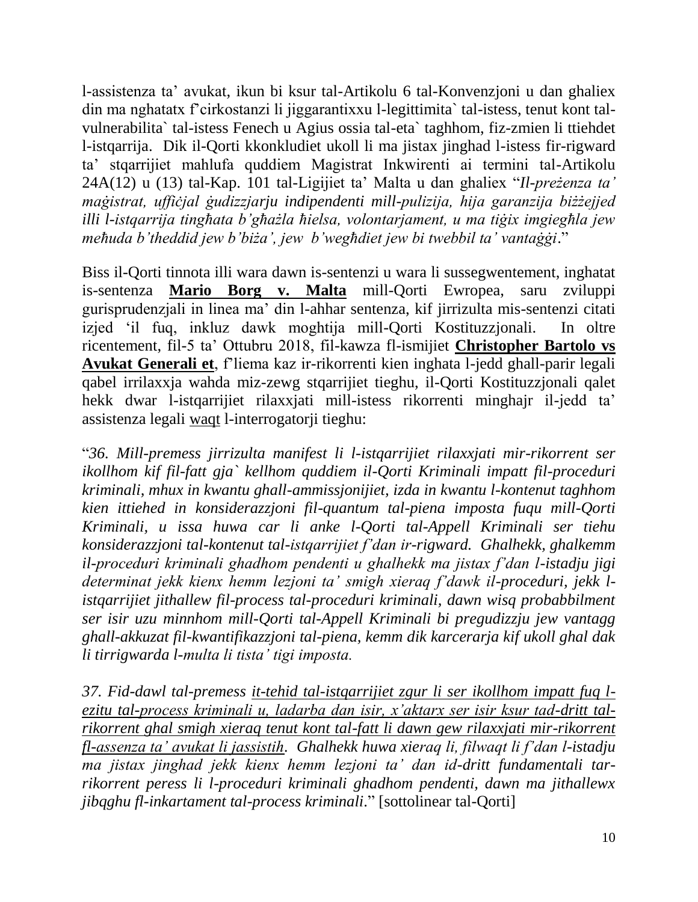l-assistenza ta' avukat, ikun bi ksur tal-Artikolu 6 tal-Konvenzjoni u dan ghaliex din ma nghatatx f'cirkostanzi li jiggarantixxu l-legittimita` tal-istess, tenut kont tal-vulnerabilita` tal-istess Fenech u Agius ossia tal-eta` taghhom, fiz-zmien li ttiehdet l-istqarrija. Dik il-Qorti kkonkludiet ukoll li ma jistax jinghad l-istess fir-rigward ta' stqarrijiet mahlufa quddiem Magistrat Inkwirenti ai termini tal-Artikolu 24A(12) u (13) tal-Kap. 101 tal-Ligijiet ta' Malta u dan ghaliex "*Il-preżenza ta' maġistrat, uffiċjal ġudizzjarju indipendenti mill-pulizija, hija garanzija biżżejjed illi l-istqarrija tingħata b'għażla ħielsa, volontarjament, u ma tiġix imgiegħla jew meħuda b'theddid jew b'biża', jew b'wegħdiet jew bi twebbil ta' vantaġġi*."

Biss il-Qorti tinnota illi wara dawn is-sentenzi u wara li sussegwentement, inghatat is-sentenza **Mario Borg v. Malta** mill-Qorti Ewropea, saru zviluppi gurisprudenzjali in linea ma' din l-ahhar sentenza, kif jirrizulta mis-sentenzi citati izjed 'il fuq, inkluz dawk moghtija mill-Qorti Kostituzzjonali. In oltre ricentement, fil-5 ta' Ottubru 2018, fil-kawza fl-ismijiet **Christopher Bartolo vs Avukat Generali et**, f'liema kaz ir-rikorrenti kien inghata l-jedd ghall-parir legali qabel irrilaxxja wahda miz-zewg stqarrijiet tieghu, il-Qorti Kostituzzjonali qalet hekk dwar l-istqarrijiet rilaxxjati mill-istess rikorrenti minghajr il-jedd ta' assistenza legali <u>waqt</u> l-interrogatorji tieghu:

"*36. Mill-premess jirrizulta manifest li l-istqarrijiet rilaxxjati mir-rikorrent ser ikollhom kif fil-fatt gja` kellhom quddiem il-Qorti Kriminali impatt fil-proceduri kriminali, mhux in kwantu ghall-ammissjonijiet, izda in kwantu l-kontenut taghhom kien ittiehed in konsiderazzjoni fil-quantum tal-piena imposta fuqu mill-Qorti Kriminali, u issa huwa car li anke l-Qorti tal-Appell Kriminali ser tiehu konsiderazzjoni tal-kontenut tal-istqarrijiet f'dan ir-rigward. Ghalhekk, ghalkemm il-proceduri kriminali ghadhom pendenti u ghalhekk ma jistax f'dan l-istadju jigi determinat jekk kienx hemm lezjoni ta' smigh xieraq f'dawk il-proceduri, jekk l-istqarrijiet jithallew fil-process tal-proceduri kriminali, dawn wisq probabbilment ser isir uzu minnhom mill-Qorti tal-Appell Kriminali bi pregudizzju jew vantagg ghall-akkuzat fil-kwantifikazzjoni tal-piena, kemm dik karcerarja kif ukoll ghal dak li tirrigwarda l-multa li tista' tigi imposta.*

*37. Fid-dawl tal-premess <u>it-tehid tal-istqarrijiet zgur li ser ikollhom impatt fuq l-ezitu tal-process kriminali u, ladarba dan isir, x'aktarx ser isir ksur tad-dritt tar-rikorrent ghal smigh xieraq tenut kont tal-fatt li dawn gew rilaxxjati mir-rikorrent fl-assenza ta' avukat li jassistih</u>. Ghalhekk huwa xieraq li, filwaqt li f'dan l-istadju ma jistax jinghad jekk kienx hemm lezjoni ta' dan id-dritt fundamentali tar-rikorrent peress li l-proceduri kriminali ghadhom pendenti, dawn ma jithallewx jibqghu fl-inkartament tal-process kriminali.*" [sottolinear tal-Qorti]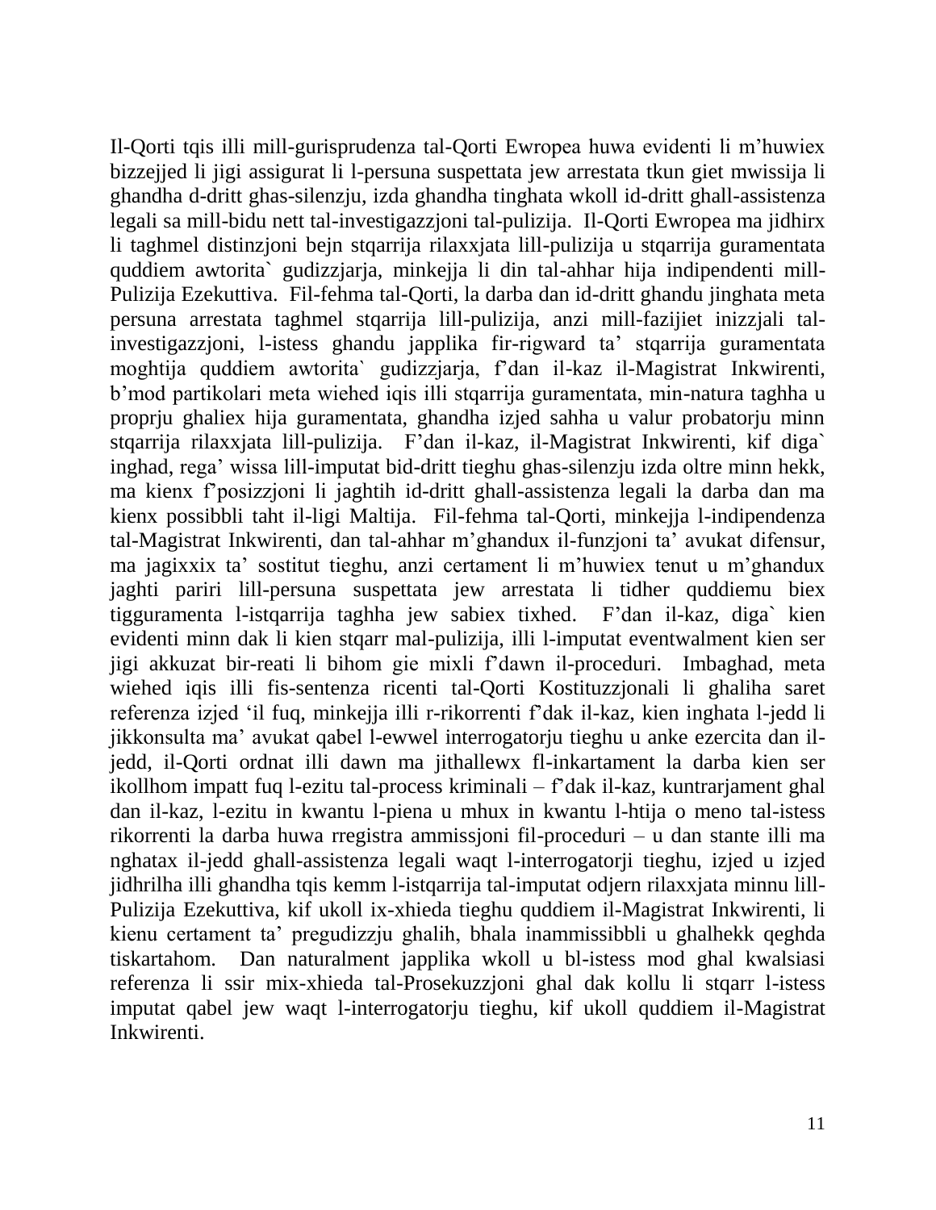Il-Qorti tqis illi mill-gurisprudenza tal-Qorti Ewropea huwa evidenti li m'huwiex bizzejjed li jigi assigurat li l-persuna suspettata jew arrestata tkun giet mwissija li ghandha d-dritt ghas-silenzju, izda ghandha tinghata wkoll id-dritt ghall-assistenza legali sa mill-bidu nett tal-investigazzjoni tal-pulizija. Il-Qorti Ewropea ma jidhirx li taghmel distinzjoni bejn stqarrija rilaxxjata lill-pulizija u stqarrija guramentata quddiem awtorita` gudizzjarja, minkejja li din tal-ahhar hija indipendenti mill-Pulizija Ezekuttiva. Fil-fehma tal-Qorti, la darba dan id-dritt ghandu jinghata meta persuna arrestata taghmel stqarrija lill-pulizija, anzi mill-fazijiet inizzjali tal-investigazzjoni, l-istess ghandu japplika fir-rigward ta' stqarrija guramentata moghtija quddiem awtorita` gudizzjarja, f'dan il-kaz il-Magistrat Inkwirenti, b'mod partikolari meta wiehed iqis illi stqarrija guramentata, min-natura taghha u proprju ghaliex hija guramentata, ghandha izjed sahha u valur probatorju minn stqarrija rilaxxjata lill-pulizija. F'dan il-kaz, il-Magistrat Inkwirenti, kif diga` inghad, rega' wissa lill-imputat bid-dritt tieghu ghas-silenzju izda oltre minn hekk, ma kienx f'posizzjoni li jaghtih id-dritt ghall-assistenza legali la darba dan ma kienx possibbli taht il-ligi Maltija. Fil-fehma tal-Qorti, minkejja l-indipendenza tal-Magistrat Inkwirenti, dan tal-ahhar m'ghandux il-funzjoni ta' avukat difensur, ma jagixxix ta' sostitut tieghu, anzi certament li m'huwiex tenut u m'ghandux jaghti pariri lill-persuna suspettata jew arrestata li tidher quddiemu biex tiggguramenta l-istqarrija taghha jew sabiex tixhed. F'dan il-kaz, diga` kien evidenti minn dak li kien stqarr mal-pulizija, illi l-imputat eventwalment kien ser jigi akkuzat bir-reati li bihom gie mixli f'dawn il-proceduri. Imbaghad, meta wiehed iqis illi fis-sentenza ricenti tal-Qorti Kostituzzjonali li ghaliha saret referenza izjed 'il fuq, minkejja illi r-rikorrenti f'dak il-kaz, kien inghata l-jedd li jikkonsulta ma' avukat qabel l-ewwel interrogatorju tieghu u anke ezercita dan il-jedd, il-Qorti ordnat illi dawn ma jithallewx fl-inkartament la darba kien ser ikollhom impatt fuq l-ezitu tal-process kriminali – f'dak il-kaz, kuntrarjament ghal dan il-kaz, l-ezitu in kwantu l-piena u mhux in kwantu l-htija o meno tal-istess rikorrenti la darba huwa rregistra ammissjoni fil-proceduri – u dan stante illi ma nghatax il-jedd ghall-assistenza legali waqt l-interrogatorji tieghu, izjed u izjed jidhrilha illi ghandha tqis kemm l-istqarrija tal-imputat odjern rilaxxjata minnu lill-Pulizija Ezekuttiva, kif ukoll ix-xhieda tieghu quddiem il-Magistrat Inkwirenti, li kienu certament ta' pregudizzju ghalih, bhala inammissibbli u ghalhekk qeghda tiskartahom. Dan naturalment japplika wkoll u bl-istess mod ghal kwalsiasi referenza li ssir mix-xhieda tal-Prosekuzzjoni ghal dak kollu li stqarr l-istess imputat qabel jew waqt l-interrogatorju tieghu, kif ukoll quddiem il-Magistrat Inkwirenti.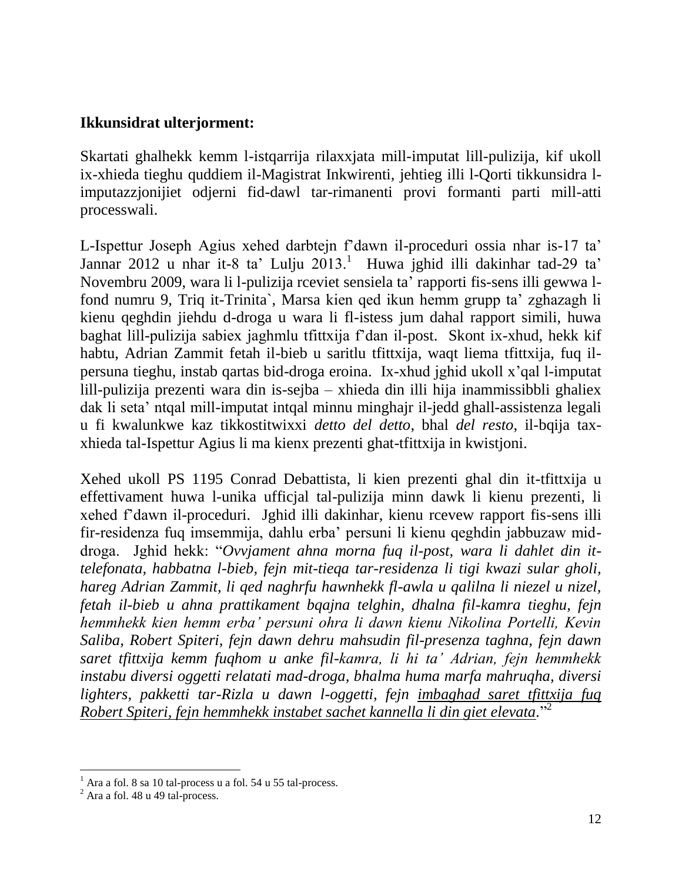**Ikkunsidrat ulterjorment:**

Skartati ghalhekk kemm l-istqarrija rilaxxjata mill-imputat lill-pulizija, kif ukoll ix-xhieda tieghu quddiem il-Magistrat Inkwirenti, jehtieg illi l-Qorti tikkunsidra l-imputazzjonijiet odjerni fid-dawl tar-rimanenti provi formanti parti mill-atti processwali.

L-Ispettur Joseph Agius xehed darbtejn f'dawn il-proceduri ossia nhar is-17 ta' Jannar 2012 u nhar it-8 ta' Lulju 2013.[1] Huwa jghid illi dakinhar tad-29 ta' Novembru 2009, wara li l-pulizija rceviet sensiela ta' rapporti fis-sens illi gewwa l-fond numru 9, Triq it-Trinita`, Marsa kien qed ikun hemm grupp ta' zghazagh li kienu qeghdin jiehdu d-droga u wara li fl-istess jum dahal rapport simili, huwa baghat lill-pulizija sabiex jaghmlu tfittxija f'dan il-post. Skont ix-xhud, hekk kif habtu, Adrian Zammit fetah il-bieb u saritlu tfittxija, waqt liema tfittxija, fuq il-persuna tieghu, instab qartas bid-droga eroina. Ix-xhud jghid ukoll x'qal l-imputat lill-pulizija prezenti wara din is-sejba – xhieda din illi hija inammissibbli ghaliex dak li seta' ntqal mill-imputat intqal minnu minghajr il-jedd ghall-assistenza legali u fi kwalunkwe kaz tikkostitwixxi *detto del detto*, bhal *del resto*, il-bqija tax-xhieda tal-Ispettur Agius li ma kienx prezenti ghat-tfittxija in kwistjoni.

Xehed ukoll PS 1195 Conrad Debattista, li kien prezenti ghal din it-tfittxija u effettivament huwa l-unika ufficjal tal-pulizija minn dawk li kienu prezenti, li xehed f'dawn il-proceduri. Jghid illi dakinhar, kienu rcevew rapport fis-sens illi fir-residenza fuq imsemmija, dahlu erba' persuni li kienu qeghdin jabbuzaw mid-droga. Jghid hekk: "*Ovvjament ahna morna fuq il-post, wara li dahlet din it-telefonata, habbatna l-bieb, fejn mit-tieqa tar-residenza li tigi kwazi sular gholi, hareg Adrian Zammit, li qed naghrfu hawnhekk fl-awla u qalilna li niezel u nizel, fetah il-bieb u ahna prattikament bqajna telghin, dhalna fil-kamra tieghu, fejn hemmhekk kien hemm erba' persuni ohra li dawn kienu Nikolina Portelli, Kevin Saliba, Robert Spiteri, fejn dawn dehru mahsudin fil-presenza taghna, fejn dawn saret tfittxija kemm fuqhom u anke fil-kamra, li hi ta' Adrian, fejn hemmhekk instabu diversi oggetti relatati mad-droga, bhalma huma marfa mahruqha, diversi lighters, pakketti tar-Rizla u dawn l-oggetti, fejn <u>imbaghad saret tfittxija fuq Robert Spiteri, fejn hemmhekk instabet sachet kannella li din giet elevata</u>.*"[2]

---

[1] Ara a fol. 8 sa 10 tal-process u a fol. 54 u 55 tal-process.

[2] Ara a fol. 48 u 49 tal-process.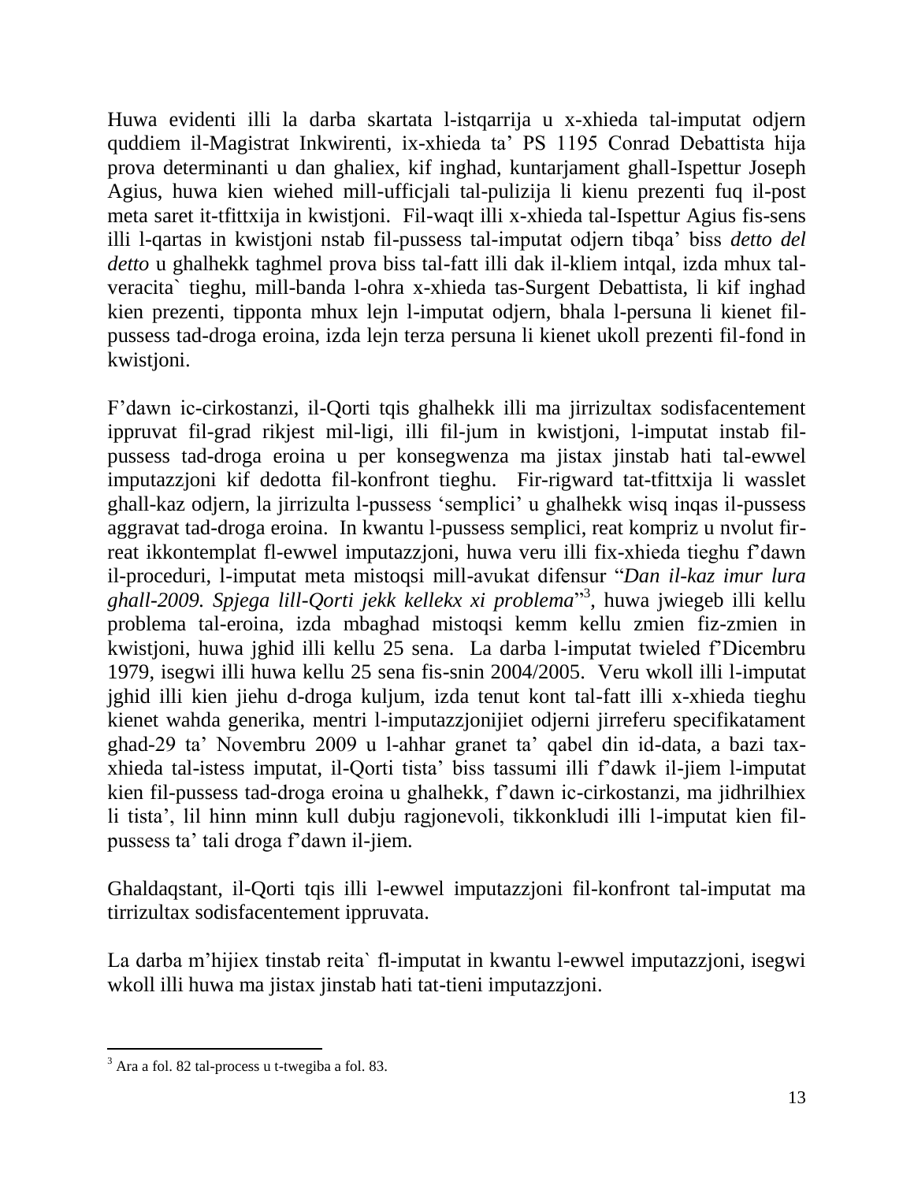Huwa evidenti illi la darba skartata l-istqarrija u x-xhieda tal-imputat odjern quddiem il-Magistrat Inkwirenti, ix-xhieda ta' PS 1195 Conrad Debattista hija prova determinanti u dan ghaliex, kif inghad, kuntarjament ghall-Ispettur Joseph Agius, huwa kien wiehed mill-ufficjali tal-pulizija li kienu prezenti fuq il-post meta saret it-tfittxija in kwistjoni. Fil-waqt illi x-xhieda tal-Ispettur Agius fis-sens illi l-qartas in kwistjoni nstab fil-pussess tal-imputat odjern tibqa' biss *detto del detto* u ghalhekk taghmel prova biss tal-fatt illi dak il-kliem intqal, izda mhux tal-veracita` tieghu, mill-banda l-ohra x-xhieda tas-Surgent Debattista, li kif inghad kien prezenti, tipponta mhux lejn l-imputat odjern, bhala l-persuna li kienet fil-pussess tad-droga eroina, izda lejn terza persuna li kienet ukoll prezenti fil-fond in kwistjoni.

F'dawn ic-cirkostanzi, il-Qorti tqis ghalhekk illi ma jirrizultax sodisfacentement ippruvat fil-grad rikjest mil-ligi, illi fil-jum in kwistjoni, l-imputat instab fil-pussess tad-droga eroina u per konsegwenza ma jistax jinstab hati tal-ewwel imputazzjoni kif dedotta fil-konfront tieghu. Fir-rigward tat-tfittxija li wasslet ghall-kaz odjern, la jirrizulta l-pussess 'semplici' u ghalhekk wisq inqas il-pussess aggravat tad-droga eroina. In kwantu l-pussess semplici, reat kompriz u nvolut fir-reat ikkontemplat fl-ewwel imputazzjoni, huwa veru illi fix-xhieda tieghu f'dawn il-proceduri, l-imputat meta mistoqsi mill-avukat difensur "*Dan il-kaz imur lura ghall-2009. Spjega lill-Qorti jekk kellekx xi problema*"[3], huwa jwiegeb illi kellu problema tal-eroina, izda mbaghad mistoqsi kemm kellu zmien fiz-zmien in kwistjoni, huwa jghid illi kellu 25 sena. La darba l-imputat twieled f'Dicembru 1979, isegwi illi huwa kellu 25 sena fis-snin 2004/2005. Veru wkoll illi l-imputat jghid illi kien jiehu d-droga kuljum, izda tenut kont tal-fatt illi x-xhieda tieghu kienet wahda generika, mentri l-imputazzjonijiet odjerni jirreferu specifikatament ghad-29 ta' Novembru 2009 u l-ahhar granet ta' qabel din id-data, a bazi tax-xhieda tal-istess imputat, il-Qorti tista' biss tassumi illi f'dawk il-jiem l-imputat kien fil-pussess tad-droga eroina u ghalhekk, f'dawn ic-cirkostanzi, ma jidhrilhiex li tista', lil hinn minn kull dubju ragjonevoli, tikkonkludi illi l-imputat kien fil-pussess ta' tali droga f'dawn il-jiem.

Ghaldaqstant, il-Qorti tqis illi l-ewwel imputazzjoni fil-konfront tal-imputat ma tirrizultax sodisfacentement ippruvata.

La darba m'hijiex tinstab reita` fl-imputat in kwantu l-ewwel imputazzjoni, isegwi wkoll illi huwa ma jistax jinstab hati tat-tieni imputazzjoni.

[3] Ara a fol. 82 tal-process u t-twegiba a fol. 83.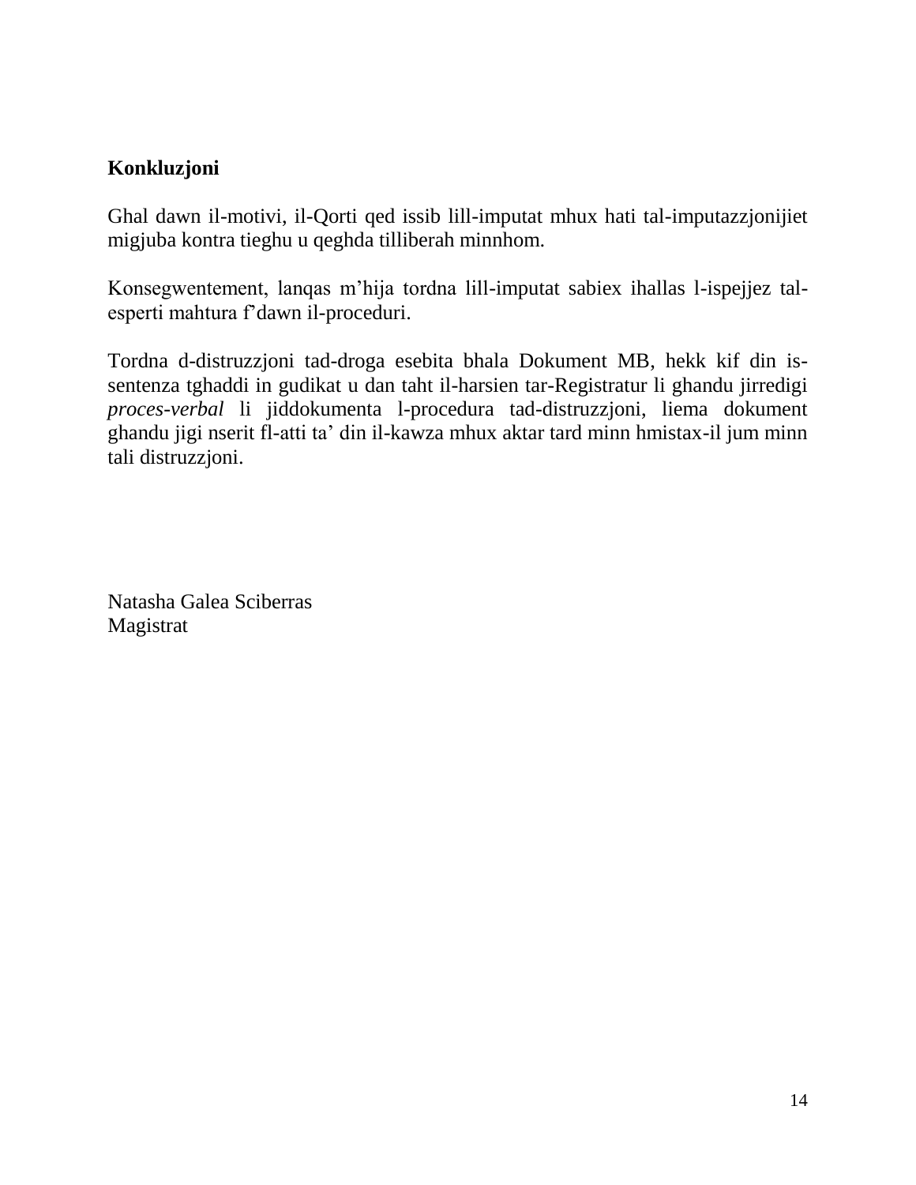**Konkluzjoni**

Ghal dawn il-motivi, il-Qorti qed issib lill-imputat mhux hati tal-imputazzjonijiet migjuba kontra tieghu u qeghda tilliberah minnhom.

Konsegwentement, lanqas m'hija tordna lill-imputat sabiex ihallas l-ispejjez tal-esperti mahtura f'dawn il-proceduri.

Tordna d-distruzzjoni tad-droga esebita bhala Dokument MB, hekk kif din is-sentenza tghaddi in gudikat u dan taht il-harsien tar-Registratur li ghandu jirredigi *proces-verbal* li jiddokumenta l-procedura tad-distruzzjoni, liema dokument ghandu jigi nserit fl-atti ta' din il-kawza mhux aktar tard minn hmistax-il jum minn tali distruzzjoni.

Natasha Galea Sciberras
Magistrat